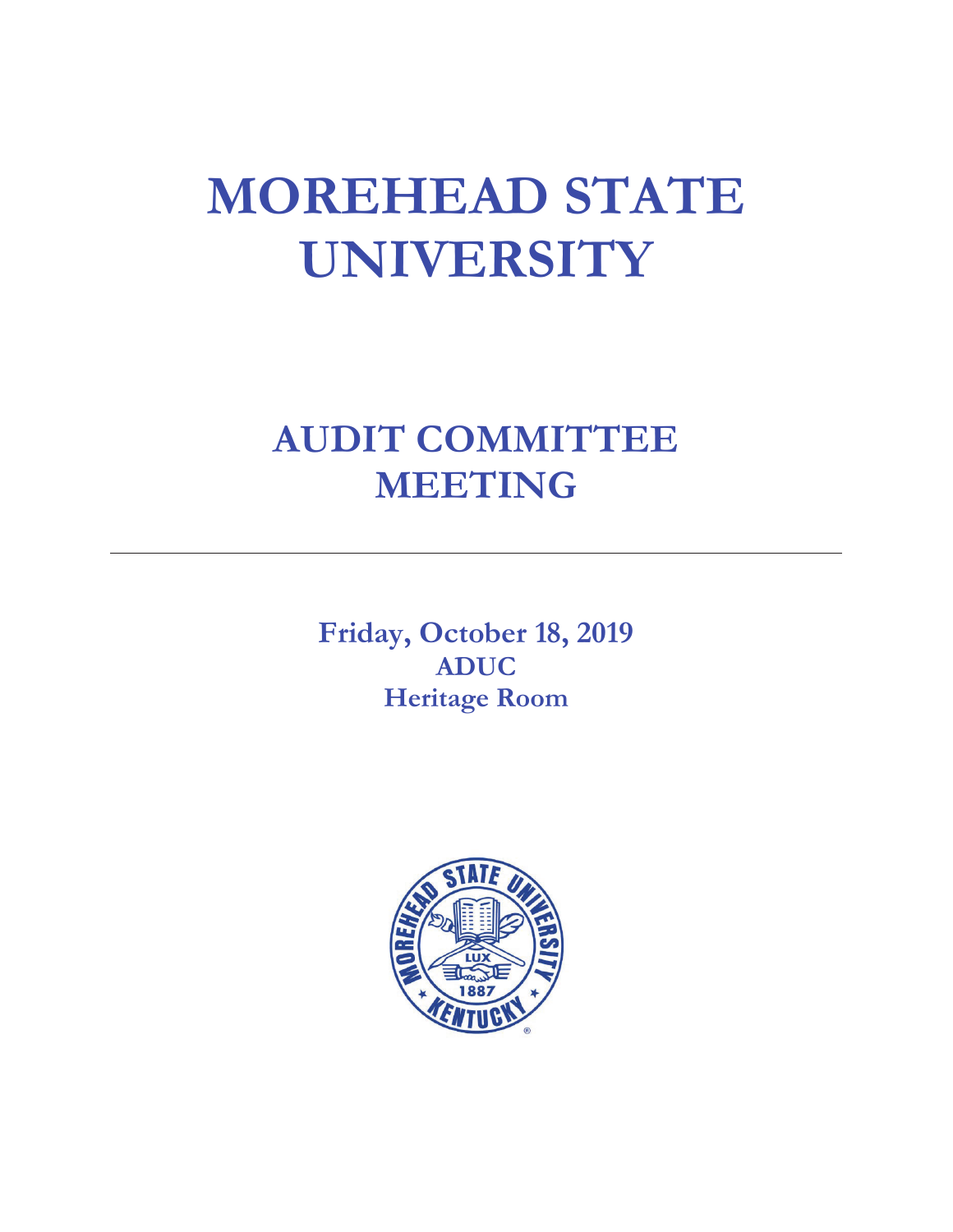# MOREHEAD STATE UNIVERSITY

## AUDIT COMMITTEE MEETING

---

**Friday, October 18, 2019**
**ADUC**
**Heritage Room**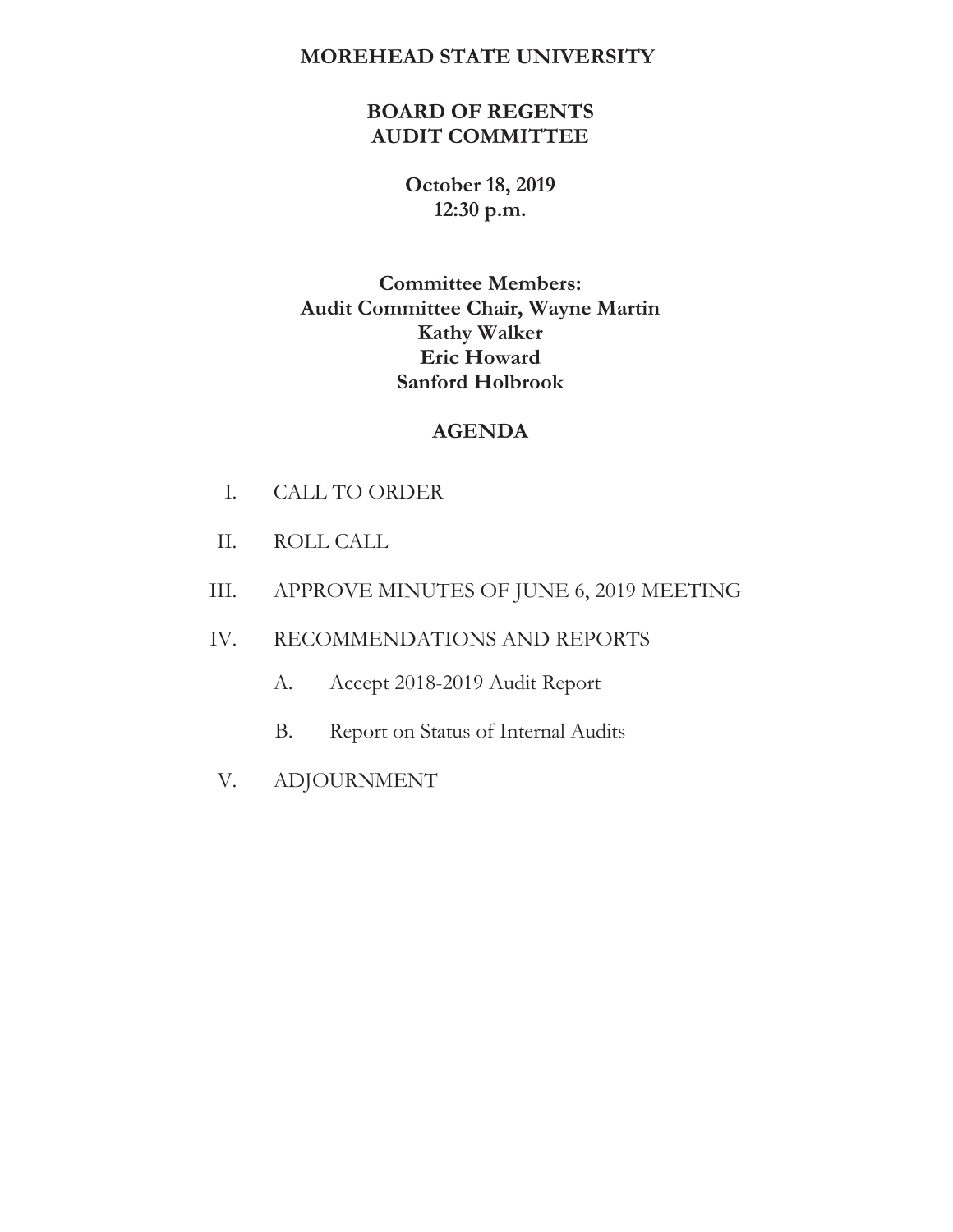# MOREHEAD STATE UNIVERSITY

## BOARD OF REGENTS
## AUDIT COMMITTEE

**October 18, 2019**
**12:30 p.m.**

**Committee Members:**
**Audit Committee Chair, Wayne Martin**
**Kathy Walker**
**Eric Howard**
**Sanford Holbrook**

## AGENDA

I. CALL TO ORDER

II. ROLL CALL

III. APPROVE MINUTES OF JUNE 6, 2019 MEETING

IV. RECOMMENDATIONS AND REPORTS

  A. Accept 2018-2019 Audit Report

  B. Report on Status of Internal Audits

V. ADJOURNMENT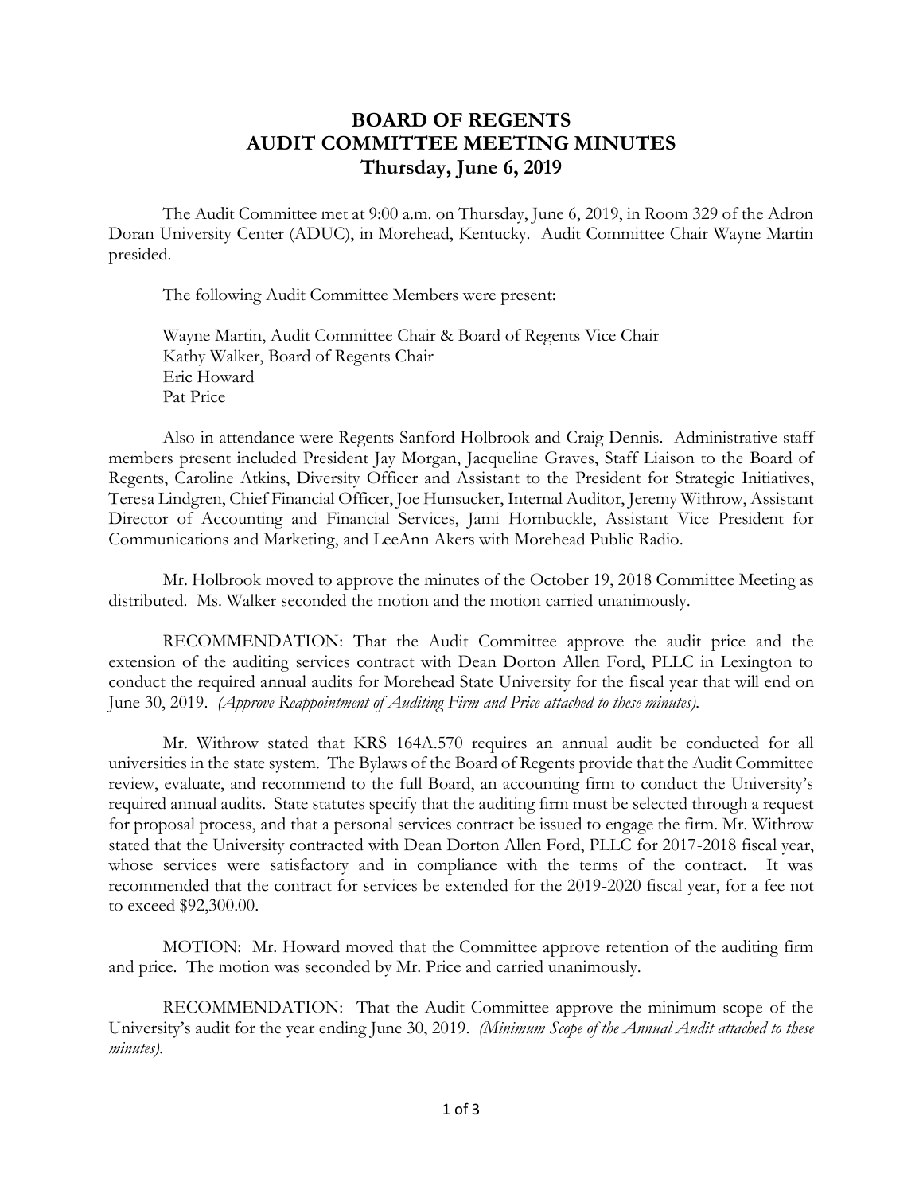# BOARD OF REGENTS
# AUDIT COMMITTEE MEETING MINUTES
# Thursday, June 6, 2019

The Audit Committee met at 9:00 a.m. on Thursday, June 6, 2019, in Room 329 of the Adron Doran University Center (ADUC), in Morehead, Kentucky. Audit Committee Chair Wayne Martin presided.

The following Audit Committee Members were present:

Wayne Martin, Audit Committee Chair & Board of Regents Vice Chair
Kathy Walker, Board of Regents Chair
Eric Howard
Pat Price

Also in attendance were Regents Sanford Holbrook and Craig Dennis. Administrative staff members present included President Jay Morgan, Jacqueline Graves, Staff Liaison to the Board of Regents, Caroline Atkins, Diversity Officer and Assistant to the President for Strategic Initiatives, Teresa Lindgren, Chief Financial Officer, Joe Hunsucker, Internal Auditor, Jeremy Withrow, Assistant Director of Accounting and Financial Services, Jami Hornbuckle, Assistant Vice President for Communications and Marketing, and LeeAnn Akers with Morehead Public Radio.

Mr. Holbrook moved to approve the minutes of the October 19, 2018 Committee Meeting as distributed. Ms. Walker seconded the motion and the motion carried unanimously.

RECOMMENDATION: That the Audit Committee approve the audit price and the extension of the auditing services contract with Dean Dorton Allen Ford, PLLC in Lexington to conduct the required annual audits for Morehead State University for the fiscal year that will end on June 30, 2019. *(Approve Reappointment of Auditing Firm and Price attached to these minutes).*

Mr. Withrow stated that KRS 164A.570 requires an annual audit be conducted for all universities in the state system. The Bylaws of the Board of Regents provide that the Audit Committee review, evaluate, and recommend to the full Board, an accounting firm to conduct the University's required annual audits. State statutes specify that the auditing firm must be selected through a request for proposal process, and that a personal services contract be issued to engage the firm. Mr. Withrow stated that the University contracted with Dean Dorton Allen Ford, PLLC for 2017-2018 fiscal year, whose services were satisfactory and in compliance with the terms of the contract. It was recommended that the contract for services be extended for the 2019-2020 fiscal year, for a fee not to exceed $92,300.00.

MOTION: Mr. Howard moved that the Committee approve retention of the auditing firm and price. The motion was seconded by Mr. Price and carried unanimously.

RECOMMENDATION: That the Audit Committee approve the minimum scope of the University's audit for the year ending June 30, 2019. *(Minimum Scope of the Annual Audit attached to these minutes).*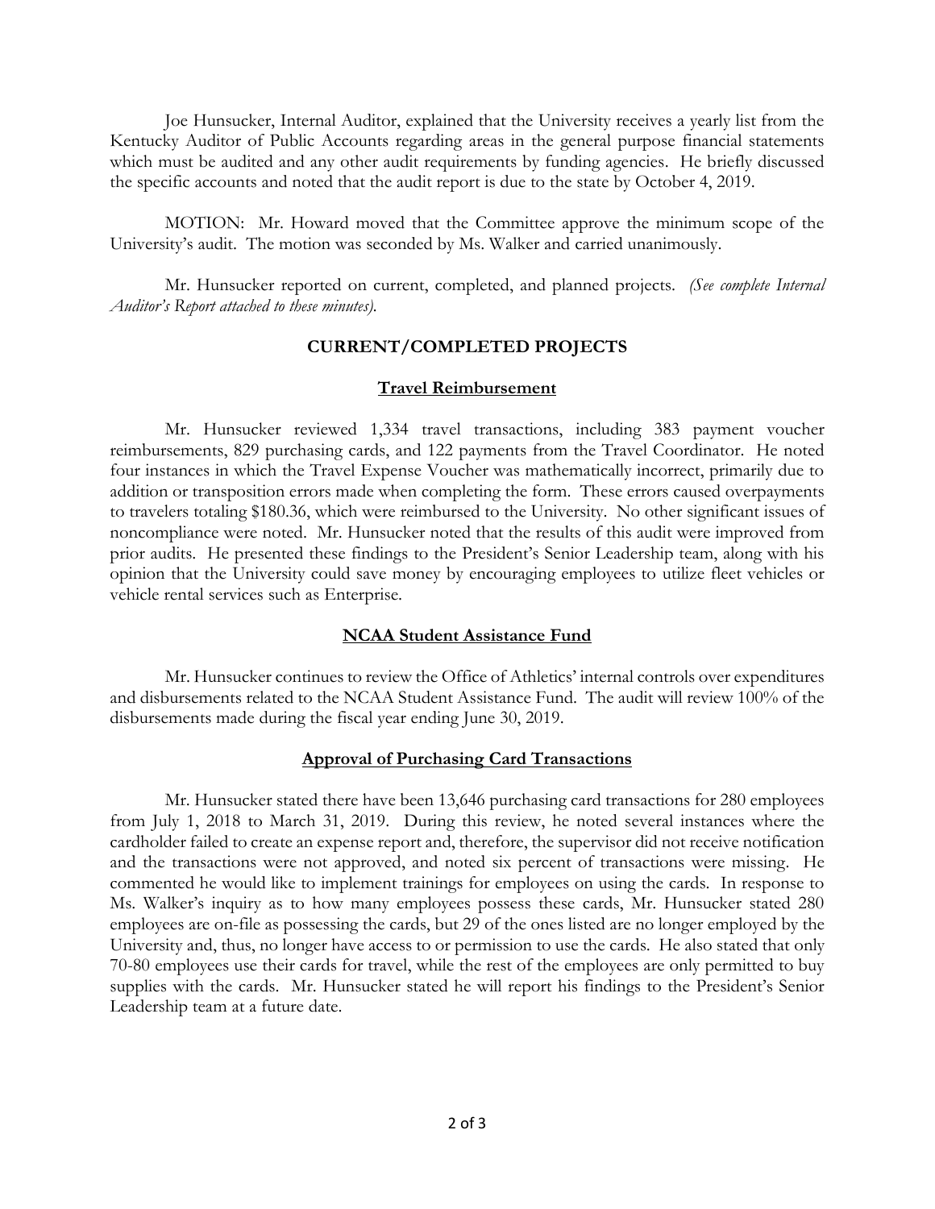Joe Hunsucker, Internal Auditor, explained that the University receives a yearly list from the Kentucky Auditor of Public Accounts regarding areas in the general purpose financial statements which must be audited and any other audit requirements by funding agencies. He briefly discussed the specific accounts and noted that the audit report is due to the state by October 4, 2019.

MOTION: Mr. Howard moved that the Committee approve the minimum scope of the University's audit. The motion was seconded by Ms. Walker and carried unanimously.

Mr. Hunsucker reported on current, completed, and planned projects. *(See complete Internal Auditor's Report attached to these minutes).*

## CURRENT/COMPLETED PROJECTS

### Travel Reimbursement

Mr. Hunsucker reviewed 1,334 travel transactions, including 383 payment voucher reimbursements, 829 purchasing cards, and 122 payments from the Travel Coordinator. He noted four instances in which the Travel Expense Voucher was mathematically incorrect, primarily due to addition or transposition errors made when completing the form. These errors caused overpayments to travelers totaling $180.36, which were reimbursed to the University. No other significant issues of noncompliance were noted. Mr. Hunsucker noted that the results of this audit were improved from prior audits. He presented these findings to the President's Senior Leadership team, along with his opinion that the University could save money by encouraging employees to utilize fleet vehicles or vehicle rental services such as Enterprise.

### NCAA Student Assistance Fund

Mr. Hunsucker continues to review the Office of Athletics' internal controls over expenditures and disbursements related to the NCAA Student Assistance Fund. The audit will review 100% of the disbursements made during the fiscal year ending June 30, 2019.

### Approval of Purchasing Card Transactions

Mr. Hunsucker stated there have been 13,646 purchasing card transactions for 280 employees from July 1, 2018 to March 31, 2019. During this review, he noted several instances where the cardholder failed to create an expense report and, therefore, the supervisor did not receive notification and the transactions were not approved, and noted six percent of transactions were missing. He commented he would like to implement trainings for employees on using the cards. In response to Ms. Walker's inquiry as to how many employees possess these cards, Mr. Hunsucker stated 280 employees are on-file as possessing the cards, but 29 of the ones listed are no longer employed by the University and, thus, no longer have access to or permission to use the cards. He also stated that only 70-80 employees use their cards for travel, while the rest of the employees are only permitted to buy supplies with the cards. Mr. Hunsucker stated he will report his findings to the President's Senior Leadership team at a future date.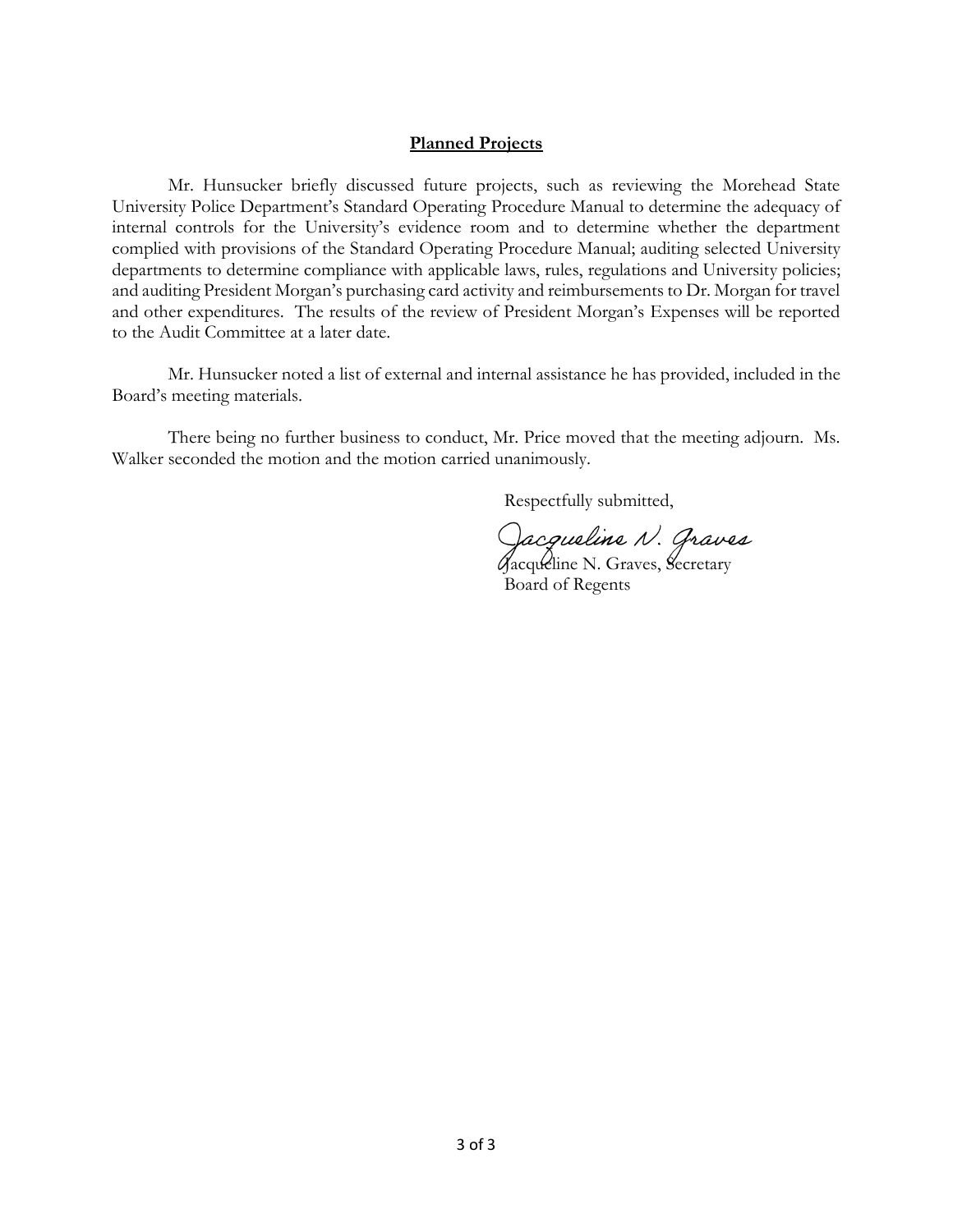## Planned Projects

Mr. Hunsucker briefly discussed future projects, such as reviewing the Morehead State University Police Department's Standard Operating Procedure Manual to determine the adequacy of internal controls for the University's evidence room and to determine whether the department complied with provisions of the Standard Operating Procedure Manual; auditing selected University departments to determine compliance with applicable laws, rules, regulations and University policies; and auditing President Morgan's purchasing card activity and reimbursements to Dr. Morgan for travel and other expenditures. The results of the review of President Morgan's Expenses will be reported to the Audit Committee at a later date.

Mr. Hunsucker noted a list of external and internal assistance he has provided, included in the Board's meeting materials.

There being no further business to conduct, Mr. Price moved that the meeting adjourn. Ms. Walker seconded the motion and the motion carried unanimously.

Respectfully submitted,

Jacqueline N. Graves

Jacqueline N. Graves, Secretary
Board of Regents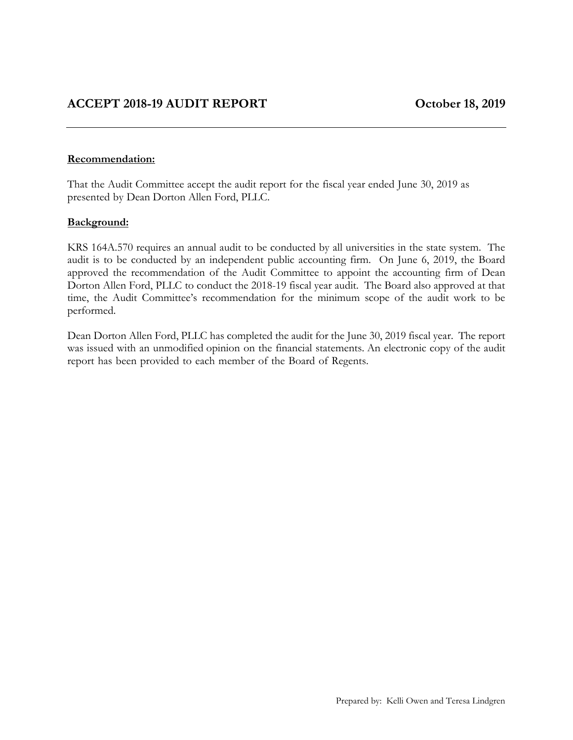## ACCEPT 2018-19 AUDIT REPORT — October 18, 2019

**Recommendation:**

That the Audit Committee accept the audit report for the fiscal year ended June 30, 2019 as presented by Dean Dorton Allen Ford, PLLC.

**Background:**

KRS 164A.570 requires an annual audit to be conducted by all universities in the state system. The audit is to be conducted by an independent public accounting firm. On June 6, 2019, the Board approved the recommendation of the Audit Committee to appoint the accounting firm of Dean Dorton Allen Ford, PLLC to conduct the 2018-19 fiscal year audit. The Board also approved at that time, the Audit Committee's recommendation for the minimum scope of the audit work to be performed.

Dean Dorton Allen Ford, PLLC has completed the audit for the June 30, 2019 fiscal year. The report was issued with an unmodified opinion on the financial statements. An electronic copy of the audit report has been provided to each member of the Board of Regents.

Prepared by: Kelli Owen and Teresa Lindgren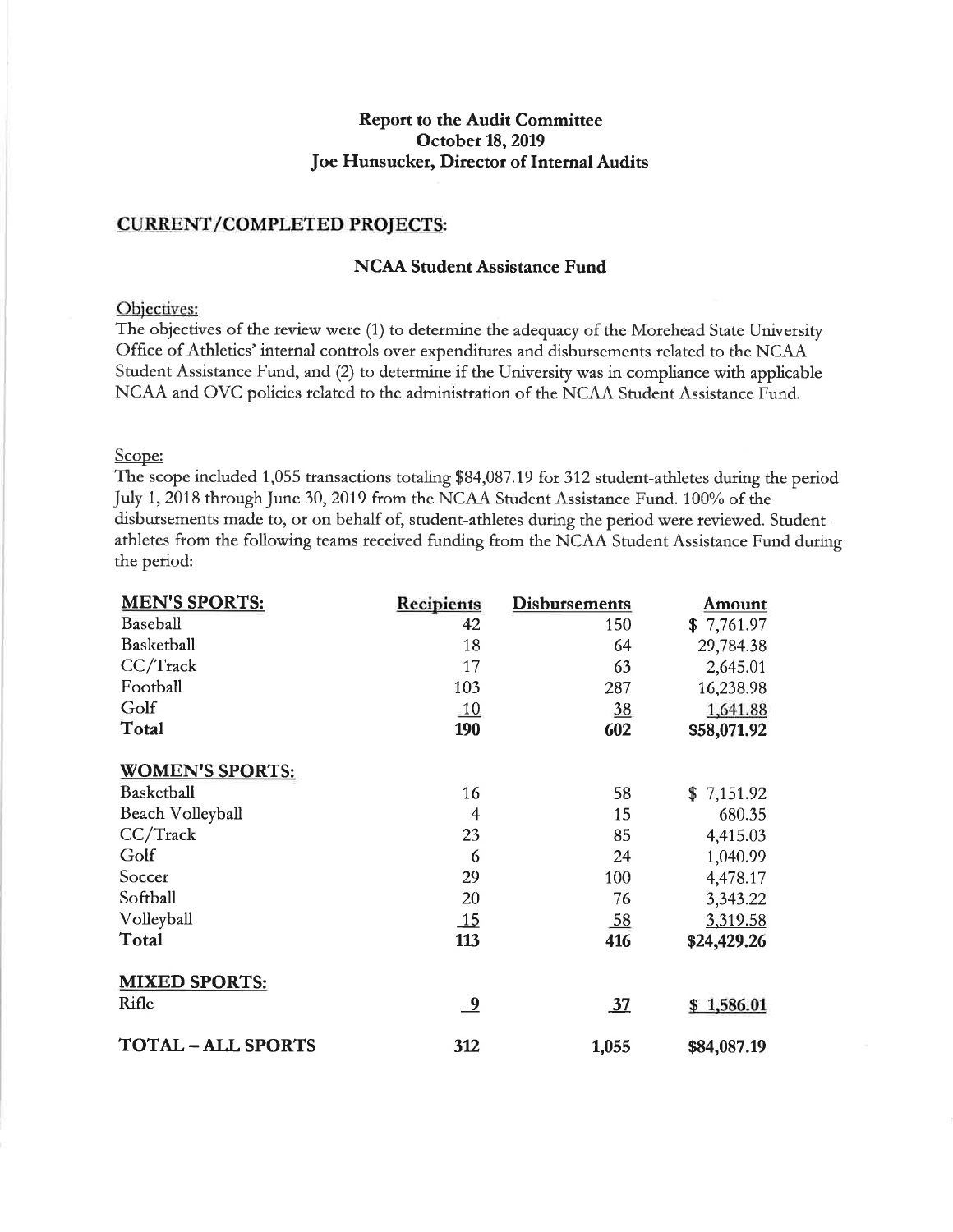**Report to the Audit Committee**
**October 18, 2019**
**Joe Hunsucker, Director of Internal Audits**

## CURRENT/COMPLETED PROJECTS:

### NCAA Student Assistance Fund

Objectives:

The objectives of the review were (1) to determine the adequacy of the Morehead State University Office of Athletics' internal controls over expenditures and disbursements related to the NCAA Student Assistance Fund, and (2) to determine if the University was in compliance with applicable NCAA and OVC policies related to the administration of the NCAA Student Assistance Fund.

Scope:

The scope included 1,055 transactions totaling $84,087.19 for 312 student-athletes during the period July 1, 2018 through June 30, 2019 from the NCAA Student Assistance Fund. 100% of the disbursements made to, or on behalf of, student-athletes during the period were reviewed. Student-athletes from the following teams received funding from the NCAA Student Assistance Fund during the period:

| **MEN'S SPORTS:** | **Recipients** | **Disbursements** | **Amount** |
|---|---|---|---|
| Baseball | 42 | 150 | $ 7,761.97 |
| Basketball | 18 | 64 | 29,784.38 |
| CC/Track | 17 | 63 | 2,645.01 |
| Football | 103 | 287 | 16,238.98 |
| Golf | 10 | 38 | 1,641.88 |
| **Total** | **190** | **602** | **$58,071.92** |
| **WOMEN'S SPORTS:** | | | |
| Basketball | 16 | 58 | $ 7,151.92 |
| Beach Volleyball | 4 | 15 | 680.35 |
| CC/Track | 23 | 85 | 4,415.03 |
| Golf | 6 | 24 | 1,040.99 |
| Soccer | 29 | 100 | 4,478.17 |
| Softball | 20 | 76 | 3,343.22 |
| Volleyball | 15 | 58 | 3,319.58 |
| **Total** | **113** | **416** | **$24,429.26** |
| **MIXED SPORTS:** | | | |
| Rifle | **9** | **37** | **$ 1,586.01** |
| **TOTAL – ALL SPORTS** | **312** | **1,055** | **$84,087.19** |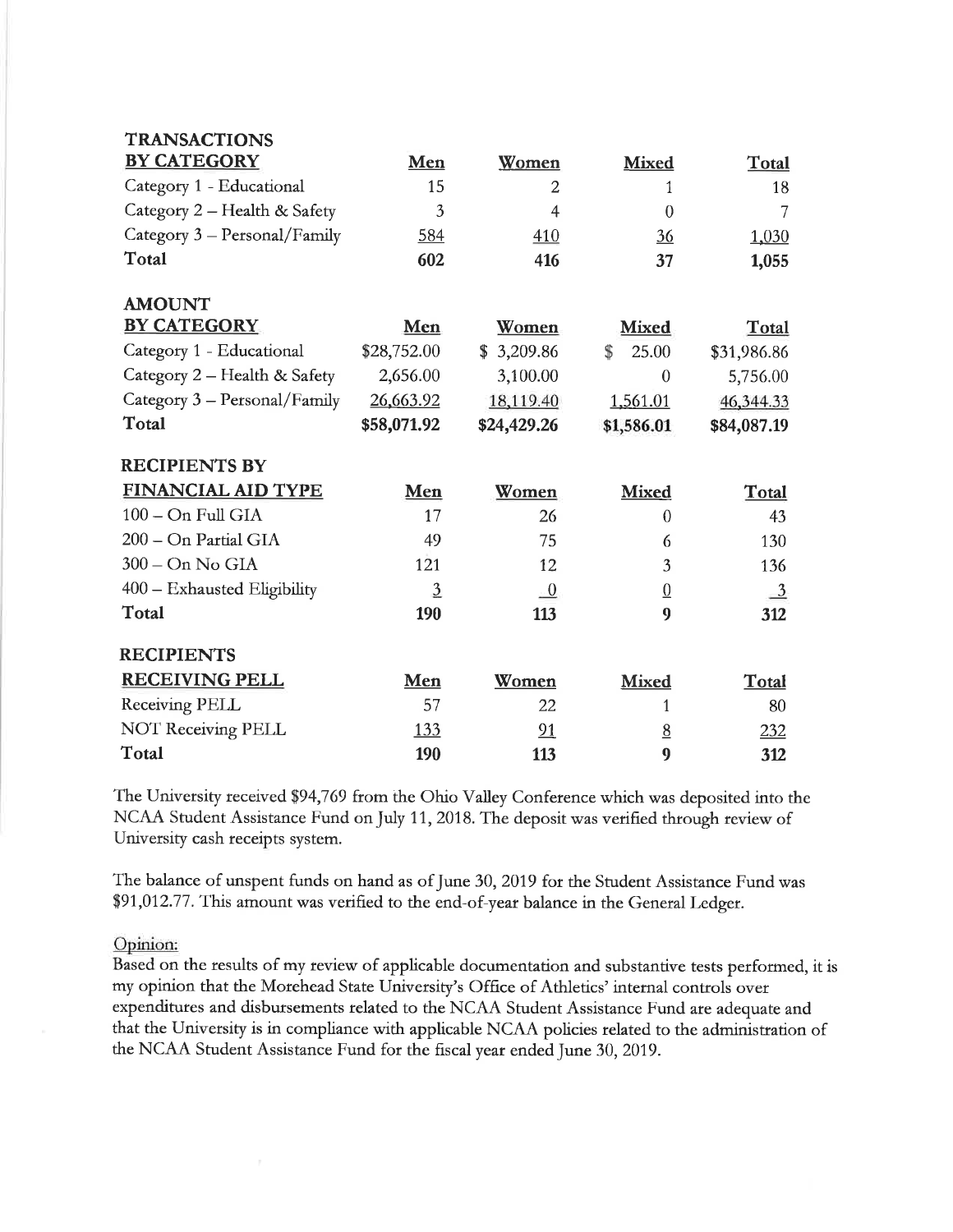| TRANSACTIONS BY CATEGORY | Men | Women | Mixed | Total |
|---|---|---|---|---|
| Category 1 - Educational | 15 | 2 | 1 | 18 |
| Category 2 – Health & Safety | 3 | 4 | 0 | 7 |
| Category 3 – Personal/Family | 584 | 410 | 36 | 1,030 |
| **Total** | **602** | **416** | **37** | **1,055** |

| AMOUNT BY CATEGORY | Men | Women | Mixed | Total |
|---|---|---|---|---|
| Category 1 - Educational | $28,752.00 | $ 3,209.86 | $ 25.00 | $31,986.86 |
| Category 2 – Health & Safety | 2,656.00 | 3,100.00 | 0 | 5,756.00 |
| Category 3 – Personal/Family | 26,663.92 | 18,119.40 | 1,561.01 | 46,344.33 |
| **Total** | **$58,071.92** | **$24,429.26** | **$1,586.01** | **$84,087.19** |

| RECIPIENTS BY FINANCIAL AID TYPE | Men | Women | Mixed | Total |
|---|---|---|---|---|
| 100 – On Full GIA | 17 | 26 | 0 | 43 |
| 200 – On Partial GIA | 49 | 75 | 6 | 130 |
| 300 – On No GIA | 121 | 12 | 3 | 136 |
| 400 – Exhausted Eligibility | 3 | 0 | 0 | 3 |
| **Total** | **190** | **113** | **9** | **312** |

| RECIPIENTS RECEIVING PELL | Men | Women | Mixed | Total |
|---|---|---|---|---|
| Receiving PELL | 57 | 22 | 1 | 80 |
| NOT Receiving PELL | 133 | 91 | 8 | 232 |
| **Total** | **190** | **113** | **9** | **312** |

The University received $94,769 from the Ohio Valley Conference which was deposited into the NCAA Student Assistance Fund on July 11, 2018. The deposit was verified through review of University cash receipts system.

The balance of unspent funds on hand as of June 30, 2019 for the Student Assistance Fund was $91,012.77. This amount was verified to the end-of-year balance in the General Ledger.

Opinion:

Based on the results of my review of applicable documentation and substantive tests performed, it is my opinion that the Morehead State University's Office of Athletics' internal controls over expenditures and disbursements related to the NCAA Student Assistance Fund are adequate and that the University is in compliance with applicable NCAA policies related to the administration of the NCAA Student Assistance Fund for the fiscal year ended June 30, 2019.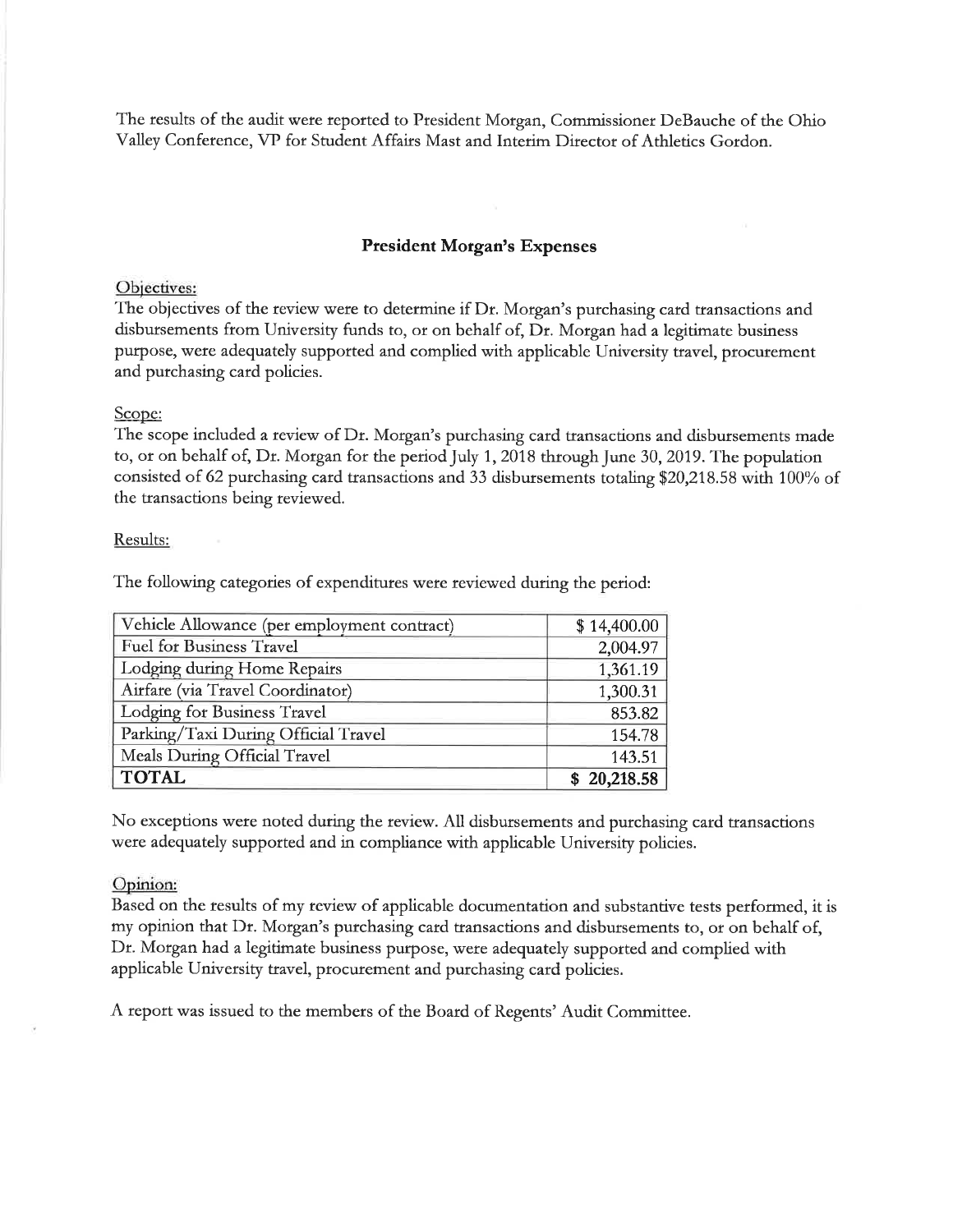The results of the audit were reported to President Morgan, Commissioner DeBauche of the Ohio Valley Conference, VP for Student Affairs Mast and Interim Director of Athletics Gordon.

## President Morgan's Expenses

Objectives:

The objectives of the review were to determine if Dr. Morgan's purchasing card transactions and disbursements from University funds to, or on behalf of, Dr. Morgan had a legitimate business purpose, were adequately supported and complied with applicable University travel, procurement and purchasing card policies.

Scope:

The scope included a review of Dr. Morgan's purchasing card transactions and disbursements made to, or on behalf of, Dr. Morgan for the period July 1, 2018 through June 30, 2019. The population consisted of 62 purchasing card transactions and 33 disbursements totaling $20,218.58 with 100% of the transactions being reviewed.

Results:

The following categories of expenditures were reviewed during the period:

| Category | Amount |
|---|---|
| Vehicle Allowance (per employment contract) | $ 14,400.00 |
| Fuel for Business Travel | 2,004.97 |
| Lodging during Home Repairs | 1,361.19 |
| Airfare (via Travel Coordinator) | 1,300.31 |
| Lodging for Business Travel | 853.82 |
| Parking/Taxi During Official Travel | 154.78 |
| Meals During Official Travel | 143.51 |
| **TOTAL** | **$ 20,218.58** |

No exceptions were noted during the review. All disbursements and purchasing card transactions were adequately supported and in compliance with applicable University policies.

Opinion:

Based on the results of my review of applicable documentation and substantive tests performed, it is my opinion that Dr. Morgan's purchasing card transactions and disbursements to, or on behalf of, Dr. Morgan had a legitimate business purpose, were adequately supported and complied with applicable University travel, procurement and purchasing card policies.

A report was issued to the members of the Board of Regents' Audit Committee.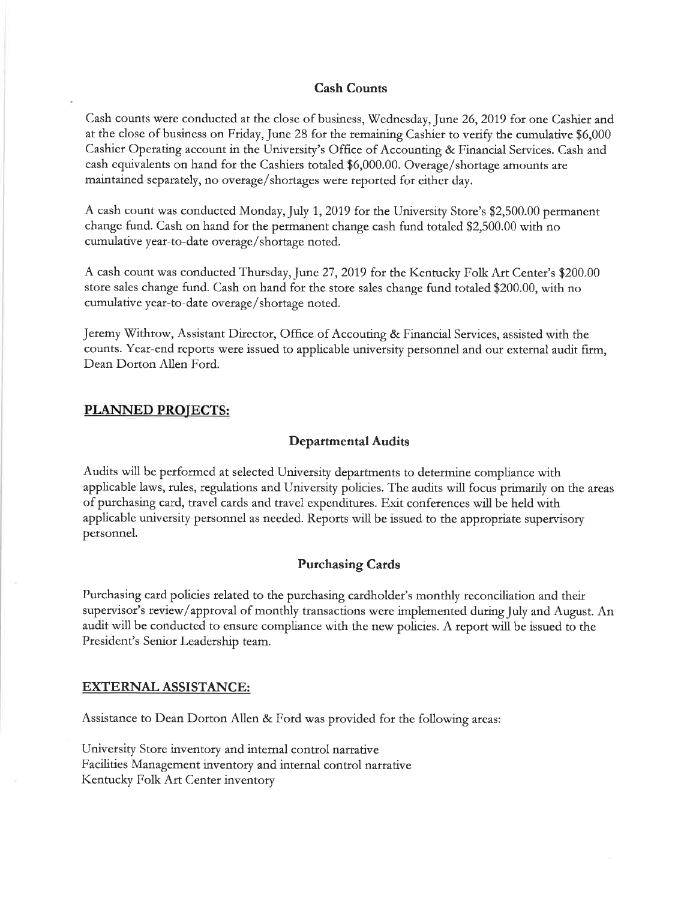### Cash Counts

Cash counts were conducted at the close of business, Wednesday, June 26, 2019 for one Cashier and at the close of business on Friday, June 28 for the remaining Cashier to verify the cumulative $6,000 Cashier Operating account in the University's Office of Accounting & Financial Services. Cash and cash equivalents on hand for the Cashiers totaled $6,000.00. Overage/shortage amounts are maintained separately, no overage/shortages were reported for either day.

A cash count was conducted Monday, July 1, 2019 for the University Store's $2,500.00 permanent change fund. Cash on hand for the permanent change cash fund totaled $2,500.00 with no cumulative year-to-date overage/shortage noted.

A cash count was conducted Thursday, June 27, 2019 for the Kentucky Folk Art Center's $200.00 store sales change fund. Cash on hand for the store sales change fund totaled $200.00, with no cumulative year-to-date overage/shortage noted.

Jeremy Withrow, Assistant Director, Office of Accouting & Financial Services, assisted with the counts. Year-end reports were issued to applicable university personnel and our external audit firm, Dean Dorton Allen Ford.

## PLANNED PROJECTS:

### Departmental Audits

Audits will be performed at selected University departments to determine compliance with applicable laws, rules, regulations and University policies. The audits will focus primarily on the areas of purchasing card, travel cards and travel expenditures. Exit conferences will be held with applicable university personnel as needed. Reports will be issued to the appropriate supervisory personnel.

### Purchasing Cards

Purchasing card policies related to the purchasing cardholder's monthly reconciliation and their supervisor's review/approval of monthly transactions were implemented during July and August. An audit will be conducted to ensure compliance with the new policies. A report will be issued to the President's Senior Leadership team.

## EXTERNAL ASSISTANCE:

Assistance to Dean Dorton Allen & Ford was provided for the following areas:

University Store inventory and internal control narrative
Facilities Management inventory and internal control narrative
Kentucky Folk Art Center inventory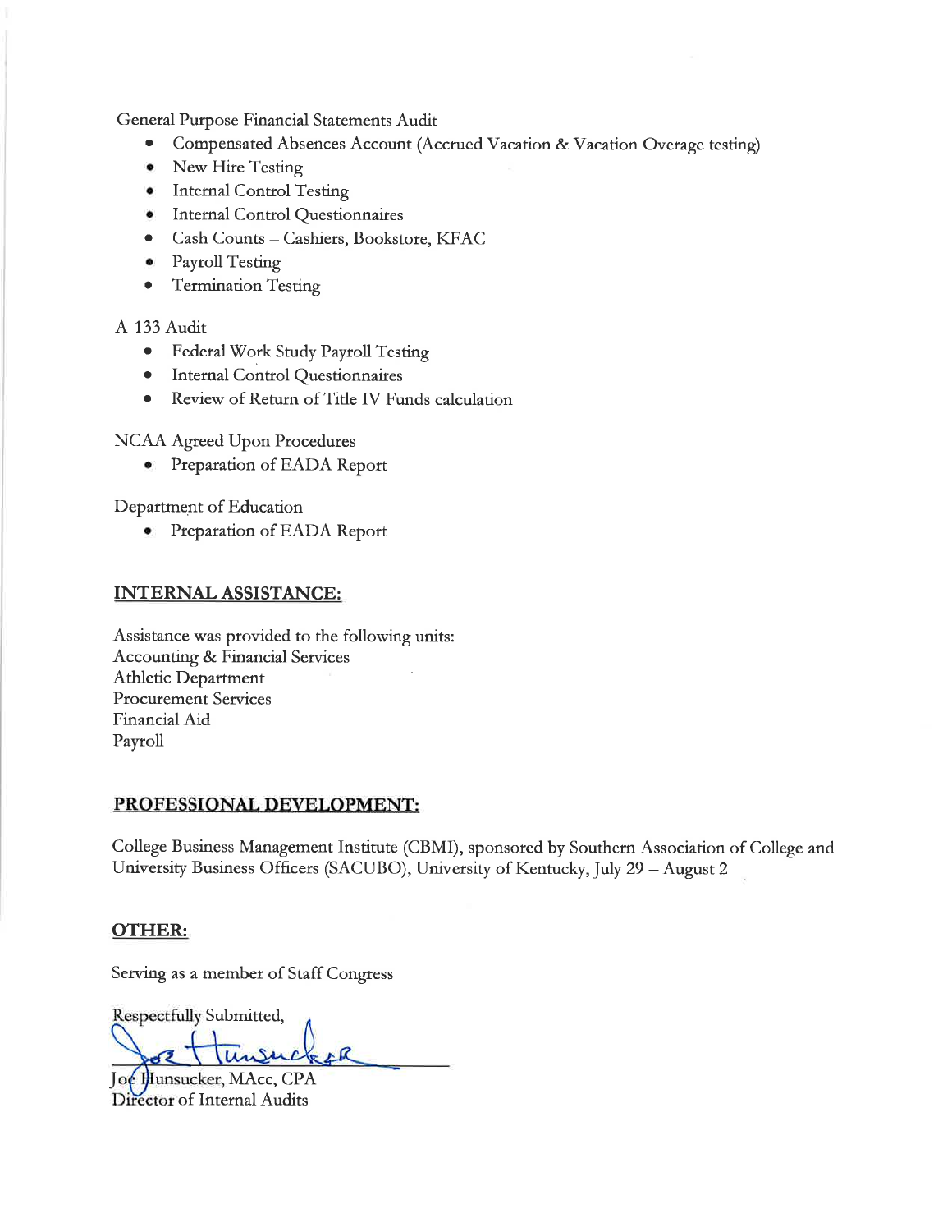General Purpose Financial Statements Audit

- Compensated Absences Account (Accrued Vacation & Vacation Overage testing)
- New Hire Testing
- Internal Control Testing
- Internal Control Questionnaires
- Cash Counts – Cashiers, Bookstore, KFAC
- Payroll Testing
- Termination Testing

A-133 Audit

- Federal Work Study Payroll Testing
- Internal Control Questionnaires
- Review of Return of Title IV Funds calculation

NCAA Agreed Upon Procedures

- Preparation of EADA Report

Department of Education

- Preparation of EADA Report

## INTERNAL ASSISTANCE:

Assistance was provided to the following units:
Accounting & Financial Services
Athletic Department
Procurement Services
Financial Aid
Payroll

## PROFESSIONAL DEVELOPMENT:

College Business Management Institute (CBMI), sponsored by Southern Association of College and University Business Officers (SACUBO), University of Kentucky, July 29 – August 2

## OTHER:

Serving as a member of Staff Congress

Respectfully Submitted,

Joe Hunsucker, MAcc, CPA
Director of Internal Audits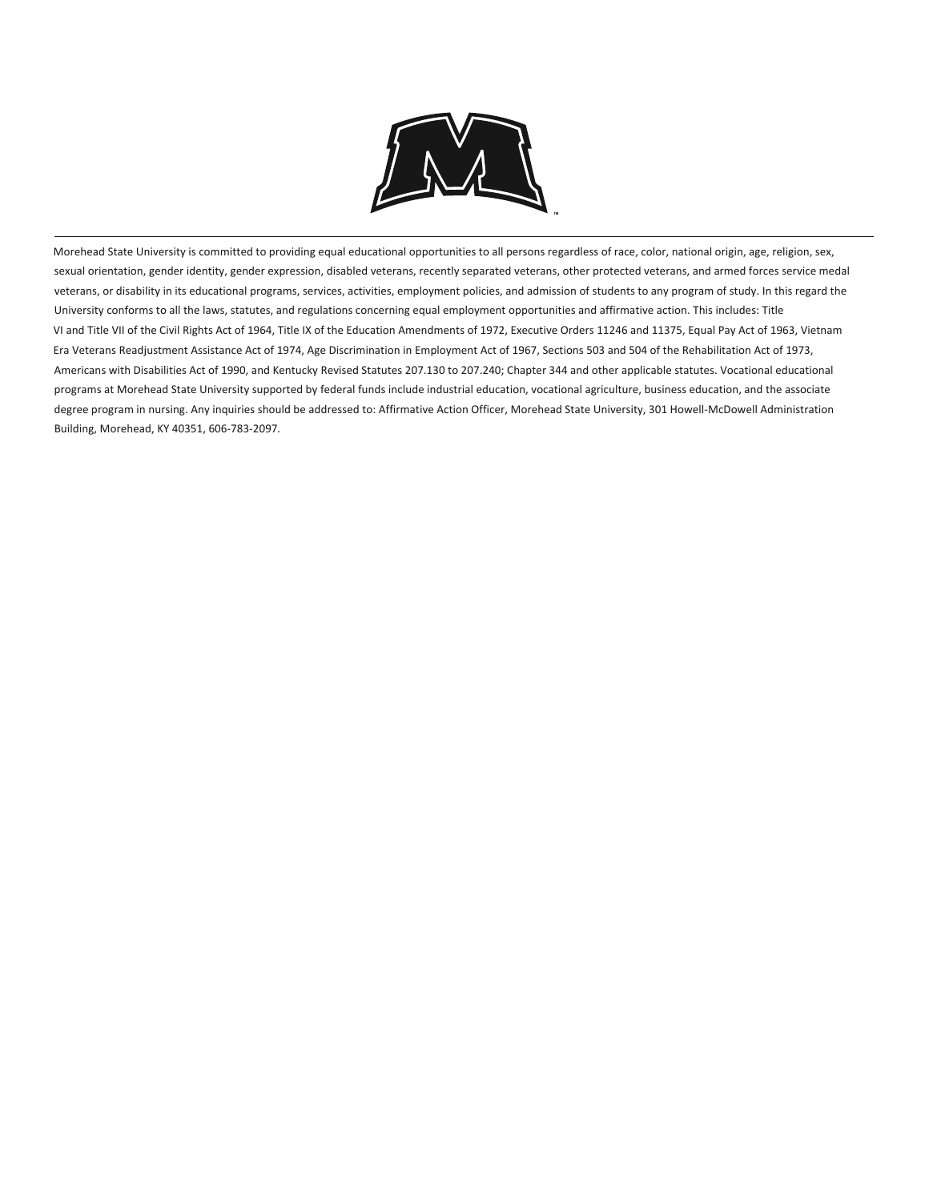Morehead State University is committed to providing equal educational opportunities to all persons regardless of race, color, national origin, age, religion, sex, sexual orientation, gender identity, gender expression, disabled veterans, recently separated veterans, other protected veterans, and armed forces service medal veterans, or disability in its educational programs, services, activities, employment policies, and admission of students to any program of study. In this regard the University conforms to all the laws, statutes, and regulations concerning equal employment opportunities and affirmative action. This includes: Title VI and Title VII of the Civil Rights Act of 1964, Title IX of the Education Amendments of 1972, Executive Orders 11246 and 11375, Equal Pay Act of 1963, Vietnam Era Veterans Readjustment Assistance Act of 1974, Age Discrimination in Employment Act of 1967, Sections 503 and 504 of the Rehabilitation Act of 1973, Americans with Disabilities Act of 1990, and Kentucky Revised Statutes 207.130 to 207.240; Chapter 344 and other applicable statutes. Vocational educational programs at Morehead State University supported by federal funds include industrial education, vocational agriculture, business education, and the associate degree program in nursing. Any inquiries should be addressed to: Affirmative Action Officer, Morehead State University, 301 Howell-McDowell Administration Building, Morehead, KY 40351, 606-783-2097.